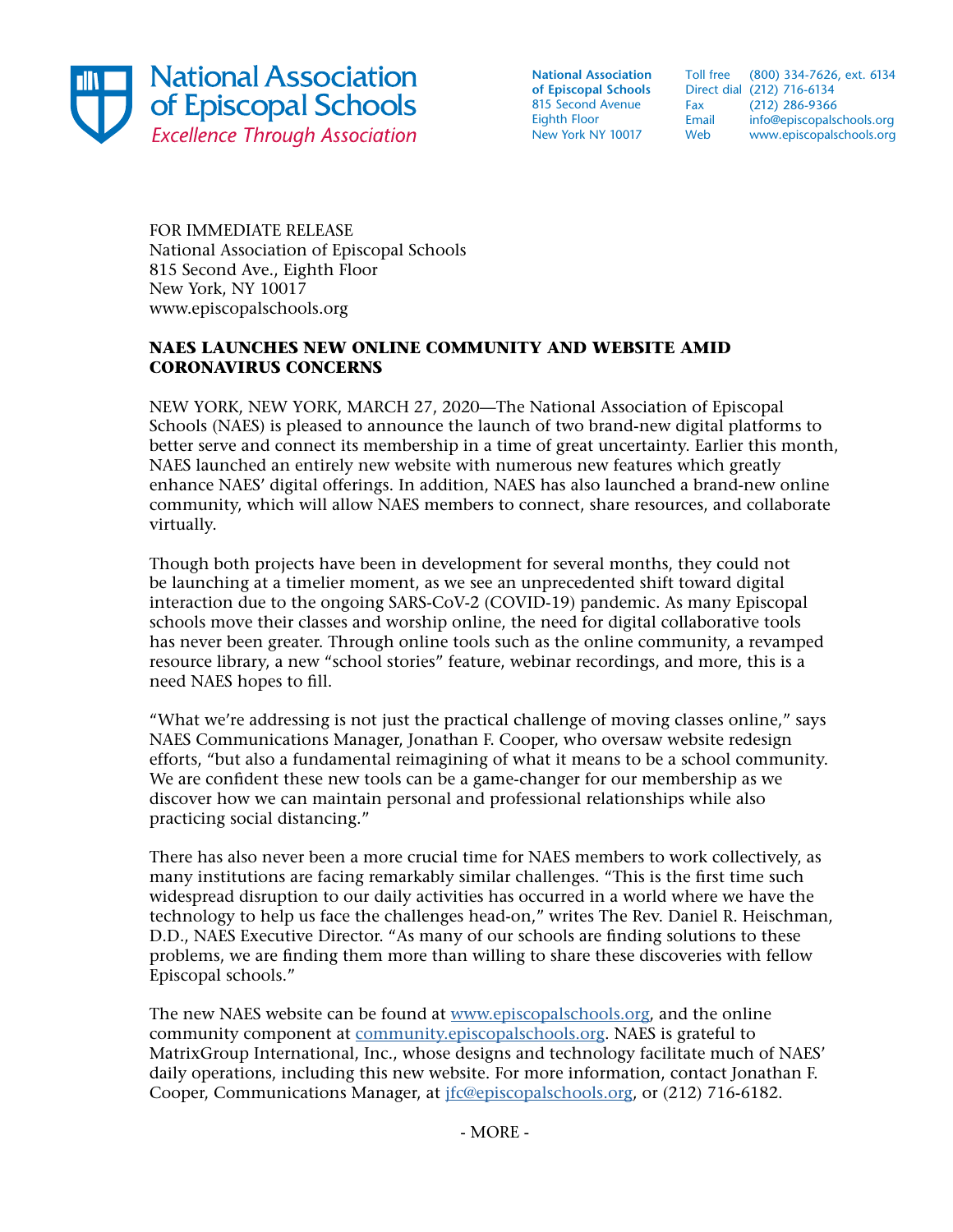**National Association of Episcopal Schools**
*Excellence Through Association*

**National Association of Episcopal Schools**
815 Second Avenue
Eighth Floor
New York NY 10017

Toll free (800) 334-7626, ext. 6134
Direct dial (212) 716-6134
Fax (212) 286-9366
Email info@episcopalschools.org
Web www.episcopalschools.org

FOR IMMEDIATE RELEASE
National Association of Episcopal Schools
815 Second Ave., Eighth Floor
New York, NY 10017
www.episcopalschools.org

**NAES LAUNCHES NEW ONLINE COMMUNITY AND WEBSITE AMID CORONAVIRUS CONCERNS**

NEW YORK, NEW YORK, MARCH 27, 2020—The National Association of Episcopal Schools (NAES) is pleased to announce the launch of two brand-new digital platforms to better serve and connect its membership in a time of great uncertainty. Earlier this month, NAES launched an entirely new website with numerous new features which greatly enhance NAES' digital offerings. In addition, NAES has also launched a brand-new online community, which will allow NAES members to connect, share resources, and collaborate virtually.

Though both projects have been in development for several months, they could not be launching at a timelier moment, as we see an unprecedented shift toward digital interaction due to the ongoing SARS-CoV-2 (COVID-19) pandemic. As many Episcopal schools move their classes and worship online, the need for digital collaborative tools has never been greater. Through online tools such as the online community, a revamped resource library, a new "school stories" feature, webinar recordings, and more, this is a need NAES hopes to fill.

"What we're addressing is not just the practical challenge of moving classes online," says NAES Communications Manager, Jonathan F. Cooper, who oversaw website redesign efforts, "but also a fundamental reimagining of what it means to be a school community. We are confident these new tools can be a game-changer for our membership as we discover how we can maintain personal and professional relationships while also practicing social distancing."

There has also never been a more crucial time for NAES members to work collectively, as many institutions are facing remarkably similar challenges. "This is the first time such widespread disruption to our daily activities has occurred in a world where we have the technology to help us face the challenges head-on," writes The Rev. Daniel R. Heischman, D.D., NAES Executive Director. "As many of our schools are finding solutions to these problems, we are finding them more than willing to share these discoveries with fellow Episcopal schools."

The new NAES website can be found at [www.episcopalschools.org](http://www.episcopalschools.org), and the online community component at [community.episcopalschools.org](http://community.episcopalschools.org). NAES is grateful to MatrixGroup International, Inc., whose designs and technology facilitate much of NAES' daily operations, including this new website. For more information, contact Jonathan F. Cooper, Communications Manager, at [jfc@episcopalschools.org](mailto:jfc@episcopalschools.org), or (212) 716-6182.

- MORE -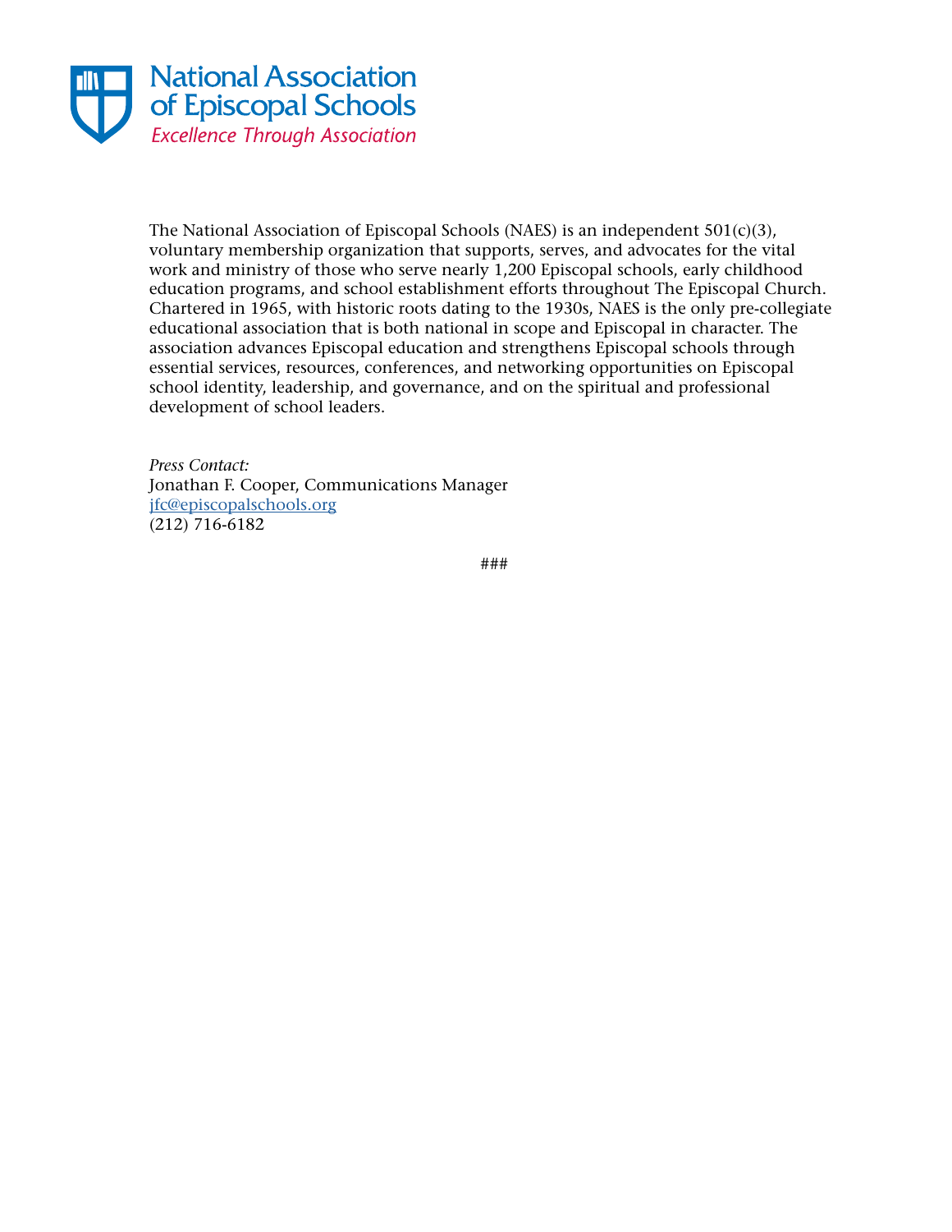National Association of Episcopal Schools

*Excellence Through Association*

The National Association of Episcopal Schools (NAES) is an independent 501(c)(3), voluntary membership organization that supports, serves, and advocates for the vital work and ministry of those who serve nearly 1,200 Episcopal schools, early childhood education programs, and school establishment efforts throughout The Episcopal Church. Chartered in 1965, with historic roots dating to the 1930s, NAES is the only pre-collegiate educational association that is both national in scope and Episcopal in character. The association advances Episcopal education and strengthens Episcopal schools through essential services, resources, conferences, and networking opportunities on Episcopal school identity, leadership, and governance, and on the spiritual and professional development of school leaders.

*Press Contact:*
Jonathan F. Cooper, Communications Manager
[jfc@episcopalschools.org](mailto:jfc@episcopalschools.org)
(212) 716-6182

###